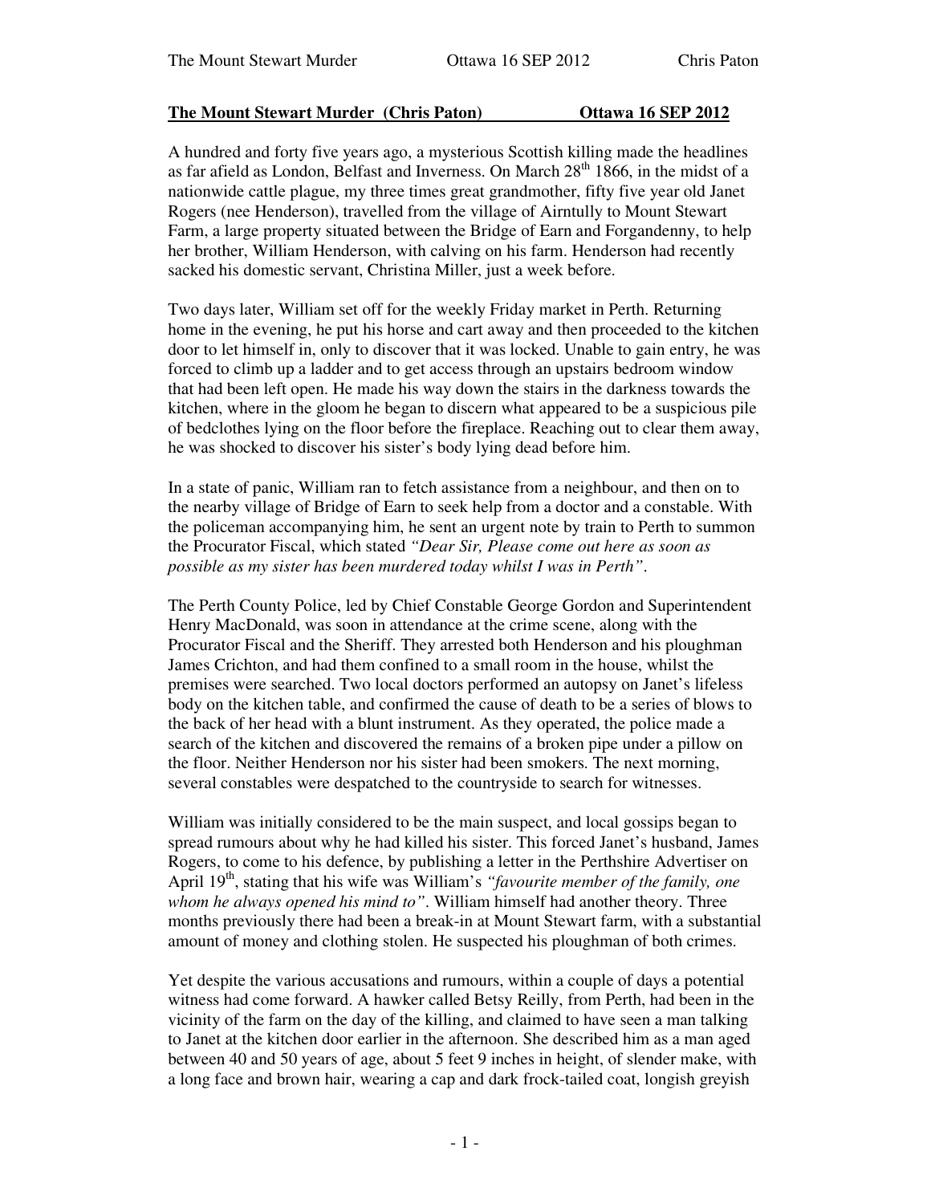**The Mount Stewart Murder (Chris Paton) Ottawa 16 SEP 2012**

A hundred and forty five years ago, a mysterious Scottish killing made the headlines as far afield as London, Belfast and Inverness. On March 28th 1866, in the midst of a nationwide cattle plague, my three times great grandmother, fifty five year old Janet Rogers (nee Henderson), travelled from the village of Airntully to Mount Stewart Farm, a large property situated between the Bridge of Earn and Forgandenny, to help her brother, William Henderson, with calving on his farm. Henderson had recently sacked his domestic servant, Christina Miller, just a week before.

Two days later, William set off for the weekly Friday market in Perth. Returning home in the evening, he put his horse and cart away and then proceeded to the kitchen door to let himself in, only to discover that it was locked. Unable to gain entry, he was forced to climb up a ladder and to get access through an upstairs bedroom window that had been left open. He made his way down the stairs in the darkness towards the kitchen, where in the gloom he began to discern what appeared to be a suspicious pile of bedclothes lying on the floor before the fireplace. Reaching out to clear them away, he was shocked to discover his sister's body lying dead before him.

In a state of panic, William ran to fetch assistance from a neighbour, and then on to the nearby village of Bridge of Earn to seek help from a doctor and a constable. With the policeman accompanying him, he sent an urgent note by train to Perth to summon the Procurator Fiscal, which stated *"Dear Sir, Please come out here as soon as possible as my sister has been murdered today whilst I was in Perth"*.

The Perth County Police, led by Chief Constable George Gordon and Superintendent Henry MacDonald, was soon in attendance at the crime scene, along with the Procurator Fiscal and the Sheriff. They arrested both Henderson and his ploughman James Crichton, and had them confined to a small room in the house, whilst the premises were searched. Two local doctors performed an autopsy on Janet's lifeless body on the kitchen table, and confirmed the cause of death to be a series of blows to the back of her head with a blunt instrument. As they operated, the police made a search of the kitchen and discovered the remains of a broken pipe under a pillow on the floor. Neither Henderson nor his sister had been smokers. The next morning, several constables were despatched to the countryside to search for witnesses.

William was initially considered to be the main suspect, and local gossips began to spread rumours about why he had killed his sister. This forced Janet's husband, James Rogers, to come to his defence, by publishing a letter in the Perthshire Advertiser on April 19th, stating that his wife was William's *"favourite member of the family, one whom he always opened his mind to"*. William himself had another theory. Three months previously there had been a break-in at Mount Stewart farm, with a substantial amount of money and clothing stolen. He suspected his ploughman of both crimes.

Yet despite the various accusations and rumours, within a couple of days a potential witness had come forward. A hawker called Betsy Reilly, from Perth, had been in the vicinity of the farm on the day of the killing, and claimed to have seen a man talking to Janet at the kitchen door earlier in the afternoon. She described him as a man aged between 40 and 50 years of age, about 5 feet 9 inches in height, of slender make, with a long face and brown hair, wearing a cap and dark frock-tailed coat, longish greyish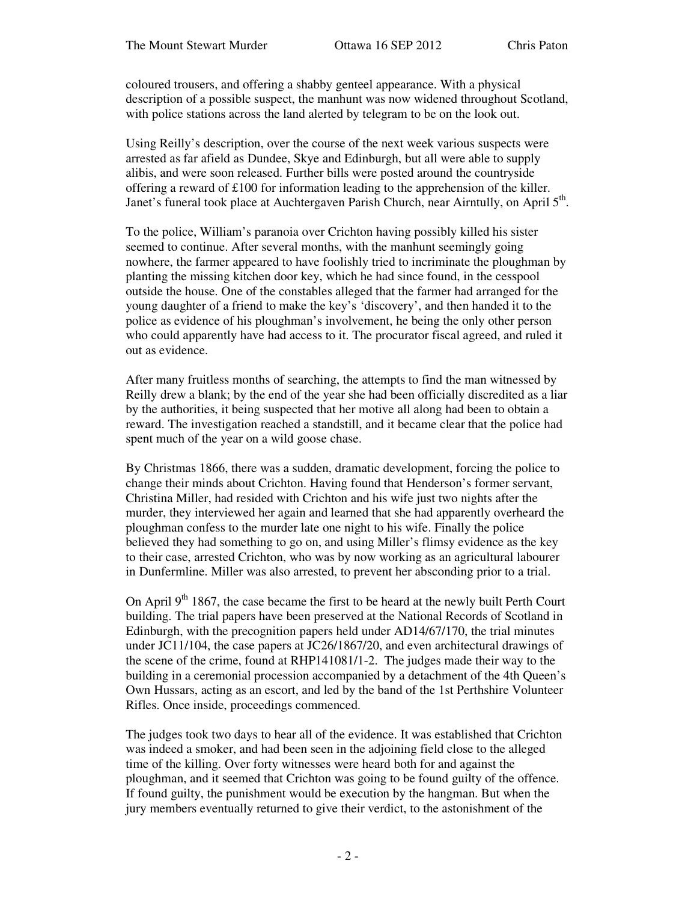coloured trousers, and offering a shabby genteel appearance. With a physical description of a possible suspect, the manhunt was now widened throughout Scotland, with police stations across the land alerted by telegram to be on the look out.

Using Reilly's description, over the course of the next week various suspects were arrested as far afield as Dundee, Skye and Edinburgh, but all were able to supply alibis, and were soon released. Further bills were posted around the countryside offering a reward of £100 for information leading to the apprehension of the killer. Janet's funeral took place at Auchtergaven Parish Church, near Airntully, on April 5th.

To the police, William's paranoia over Crichton having possibly killed his sister seemed to continue. After several months, with the manhunt seemingly going nowhere, the farmer appeared to have foolishly tried to incriminate the ploughman by planting the missing kitchen door key, which he had since found, in the cesspool outside the house. One of the constables alleged that the farmer had arranged for the young daughter of a friend to make the key's 'discovery', and then handed it to the police as evidence of his ploughman's involvement, he being the only other person who could apparently have had access to it. The procurator fiscal agreed, and ruled it out as evidence.

After many fruitless months of searching, the attempts to find the man witnessed by Reilly drew a blank; by the end of the year she had been officially discredited as a liar by the authorities, it being suspected that her motive all along had been to obtain a reward. The investigation reached a standstill, and it became clear that the police had spent much of the year on a wild goose chase.

By Christmas 1866, there was a sudden, dramatic development, forcing the police to change their minds about Crichton. Having found that Henderson's former servant, Christina Miller, had resided with Crichton and his wife just two nights after the murder, they interviewed her again and learned that she had apparently overheard the ploughman confess to the murder late one night to his wife. Finally the police believed they had something to go on, and using Miller's flimsy evidence as the key to their case, arrested Crichton, who was by now working as an agricultural labourer in Dunfermline. Miller was also arrested, to prevent her absconding prior to a trial.

On April 9th 1867, the case became the first to be heard at the newly built Perth Court building. The trial papers have been preserved at the National Records of Scotland in Edinburgh, with the precognition papers held under AD14/67/170, the trial minutes under JC11/104, the case papers at JC26/1867/20, and even architectural drawings of the scene of the crime, found at RHP141081/1-2. The judges made their way to the building in a ceremonial procession accompanied by a detachment of the 4th Queen's Own Hussars, acting as an escort, and led by the band of the 1st Perthshire Volunteer Rifles. Once inside, proceedings commenced.

The judges took two days to hear all of the evidence. It was established that Crichton was indeed a smoker, and had been seen in the adjoining field close to the alleged time of the killing. Over forty witnesses were heard both for and against the ploughman, and it seemed that Crichton was going to be found guilty of the offence. If found guilty, the punishment would be execution by the hangman. But when the jury members eventually returned to give their verdict, to the astonishment of the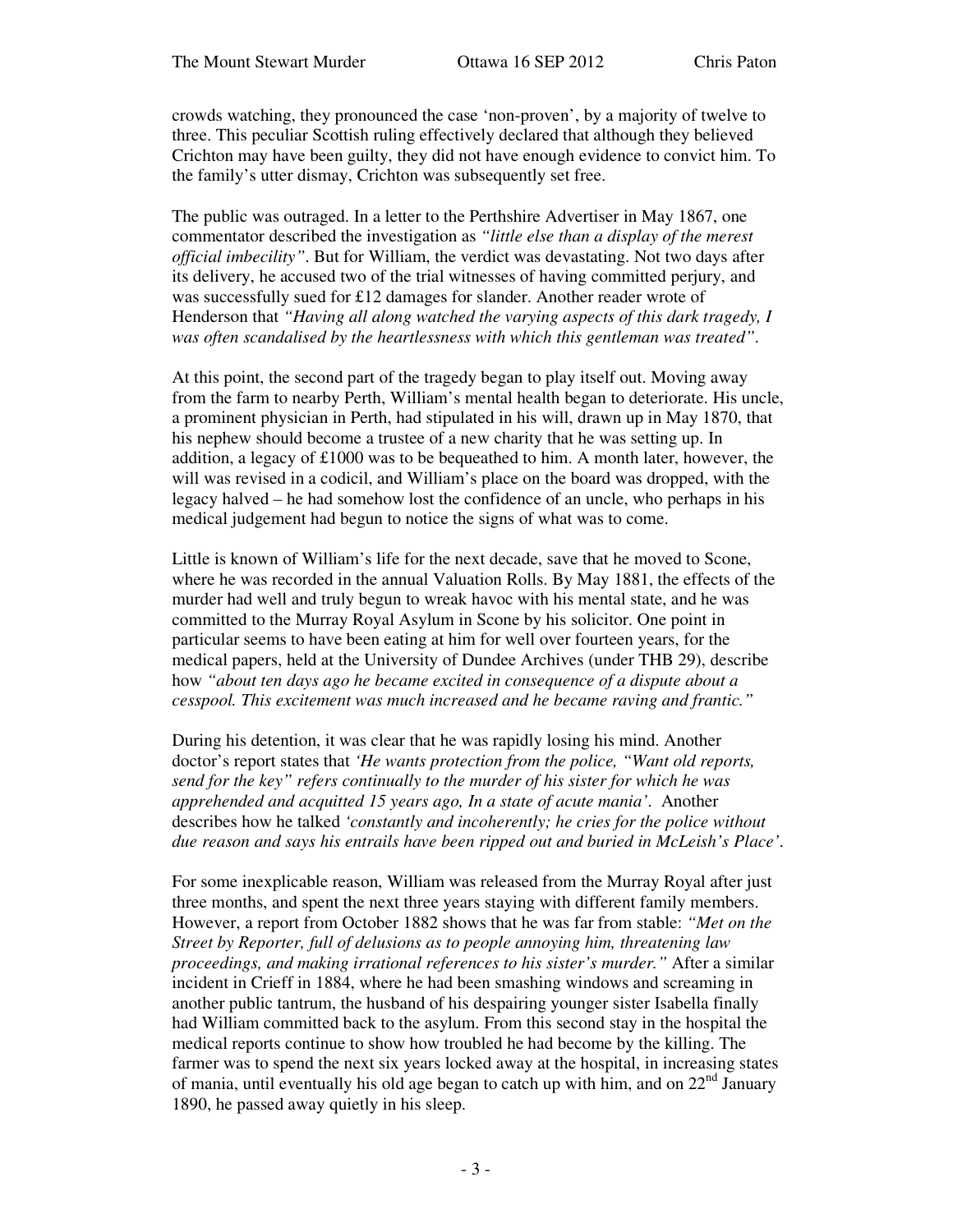crowds watching, they pronounced the case 'non-proven', by a majority of twelve to three. This peculiar Scottish ruling effectively declared that although they believed Crichton may have been guilty, they did not have enough evidence to convict him. To the family's utter dismay, Crichton was subsequently set free.

The public was outraged. In a letter to the Perthshire Advertiser in May 1867, one commentator described the investigation as *"little else than a display of the merest official imbecility"*. But for William, the verdict was devastating. Not two days after its delivery, he accused two of the trial witnesses of having committed perjury, and was successfully sued for £12 damages for slander. Another reader wrote of Henderson that *"Having all along watched the varying aspects of this dark tragedy, I was often scandalised by the heartlessness with which this gentleman was treated"*.

At this point, the second part of the tragedy began to play itself out. Moving away from the farm to nearby Perth, William's mental health began to deteriorate. His uncle, a prominent physician in Perth, had stipulated in his will, drawn up in May 1870, that his nephew should become a trustee of a new charity that he was setting up. In addition, a legacy of £1000 was to be bequeathed to him. A month later, however, the will was revised in a codicil, and William's place on the board was dropped, with the legacy halved – he had somehow lost the confidence of an uncle, who perhaps in his medical judgement had begun to notice the signs of what was to come.

Little is known of William's life for the next decade, save that he moved to Scone, where he was recorded in the annual Valuation Rolls. By May 1881, the effects of the murder had well and truly begun to wreak havoc with his mental state, and he was committed to the Murray Royal Asylum in Scone by his solicitor. One point in particular seems to have been eating at him for well over fourteen years, for the medical papers, held at the University of Dundee Archives (under THB 29), describe how *"about ten days ago he became excited in consequence of a dispute about a cesspool. This excitement was much increased and he became raving and frantic."*

During his detention, it was clear that he was rapidly losing his mind. Another doctor's report states that *'He wants protection from the police, "Want old reports, send for the key" refers continually to the murder of his sister for which he was apprehended and acquitted 15 years ago, In a state of acute mania'*. Another describes how he talked *'constantly and incoherently; he cries for the police without due reason and says his entrails have been ripped out and buried in McLeish's Place'*.

For some inexplicable reason, William was released from the Murray Royal after just three months, and spent the next three years staying with different family members. However, a report from October 1882 shows that he was far from stable: *"Met on the Street by Reporter, full of delusions as to people annoying him, threatening law proceedings, and making irrational references to his sister's murder."* After a similar incident in Crieff in 1884, where he had been smashing windows and screaming in another public tantrum, the husband of his despairing younger sister Isabella finally had William committed back to the asylum. From this second stay in the hospital the medical reports continue to show how troubled he had become by the killing. The farmer was to spend the next six years locked away at the hospital, in increasing states of mania, until eventually his old age began to catch up with him, and on 22nd January 1890, he passed away quietly in his sleep.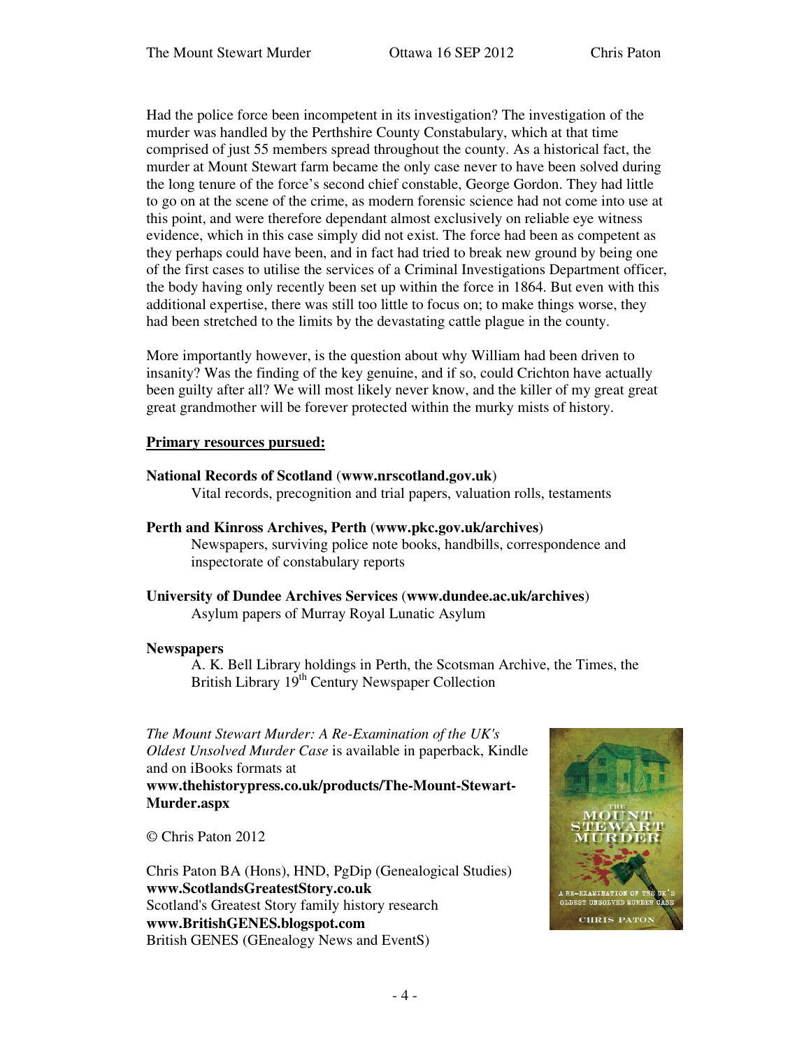Had the police force been incompetent in its investigation? The investigation of the murder was handled by the Perthshire County Constabulary, which at that time comprised of just 55 members spread throughout the county. As a historical fact, the murder at Mount Stewart farm became the only case never to have been solved during the long tenure of the force's second chief constable, George Gordon. They had little to go on at the scene of the crime, as modern forensic science had not come into use at this point, and were therefore dependant almost exclusively on reliable eye witness evidence, which in this case simply did not exist. The force had been as competent as they perhaps could have been, and in fact had tried to break new ground by being one of the first cases to utilise the services of a Criminal Investigations Department officer, the body having only recently been set up within the force in 1864. But even with this additional expertise, there was still too little to focus on; to make things worse, they had been stretched to the limits by the devastating cattle plague in the county.

More importantly however, is the question about why William had been driven to insanity? Was the finding of the key genuine, and if so, could Crichton have actually been guilty after all? We will most likely never know, and the killer of my great great great grandmother will be forever protected within the murky mists of history.

**Primary resources pursued:**

**National Records of Scotland (www.nrscotland.gov.uk)**
Vital records, precognition and trial papers, valuation rolls, testaments

**Perth and Kinross Archives, Perth (www.pkc.gov.uk/archives)**
Newspapers, surviving police note books, handbills, correspondence and inspectorate of constabulary reports

**University of Dundee Archives Services (www.dundee.ac.uk/archives)**
Asylum papers of Murray Royal Lunatic Asylum

**Newspapers**
A. K. Bell Library holdings in Perth, the Scotsman Archive, the Times, the British Library 19th Century Newspaper Collection

*The Mount Stewart Murder: A Re-Examination of the UK's Oldest Unsolved Murder Case* is available in paperback, Kindle and on iBooks formats at **www.thehistorypress.co.uk/products/The-Mount-Stewart-Murder.aspx**

© Chris Paton 2012

Chris Paton BA (Hons), HND, PgDip (Genealogical Studies)
**www.ScotlandsGreatestStory.co.uk**
Scotland's Greatest Story family history research
**www.BritishGENES.blogspot.com**
British GENES (GEnealogy News and EventS)